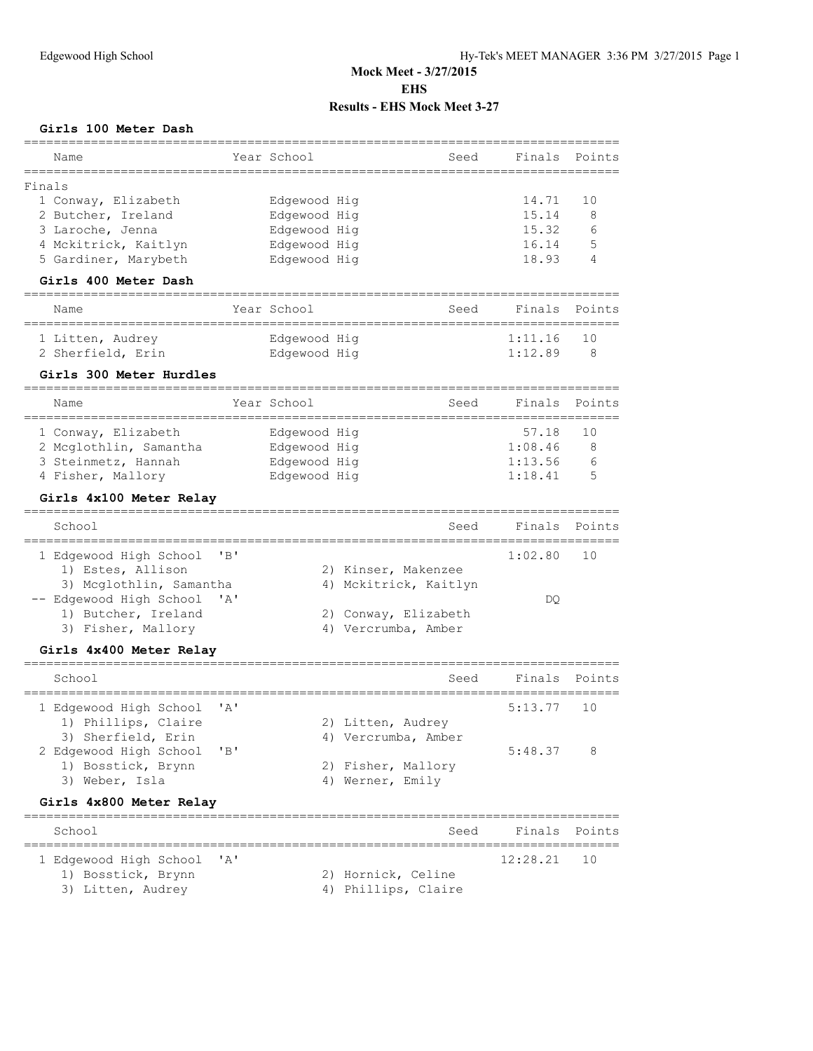# Mock Meet - 3/27/2015

## EHS

## Results - EHS Mock Meet 3-27

### Girls 100 Meter Dash

| Name | Year | School | Seed | Finals | Points |
|---|---|---|---|---|---|
| **Finals** | | | | | |
| 1 Conway, Elizabeth | | Edgewood Hig | | 14.71 | 10 |
| 2 Butcher, Ireland | | Edgewood Hig | | 15.14 | 8 |
| 3 Laroche, Jenna | | Edgewood Hig | | 15.32 | 6 |
| 4 Mckitrick, Kaitlyn | | Edgewood Hig | | 16.14 | 5 |
| 5 Gardiner, Marybeth | | Edgewood Hig | | 18.93 | 4 |

### Girls 400 Meter Dash

| Name | Year | School | Seed | Finals | Points |
|---|---|---|---|---|---|
| 1 Litten, Audrey | | Edgewood Hig | | 1:11.16 | 10 |
| 2 Sherfield, Erin | | Edgewood Hig | | 1:12.89 | 8 |

### Girls 300 Meter Hurdles

| Name | Year | School | Seed | Finals | Points |
|---|---|---|---|---|---|
| 1 Conway, Elizabeth | | Edgewood Hig | | 57.18 | 10 |
| 2 Mcglothlin, Samantha | | Edgewood Hig | | 1:08.46 | 8 |
| 3 Steinmetz, Hannah | | Edgewood Hig | | 1:13.56 | 6 |
| 4 Fisher, Mallory | | Edgewood Hig | | 1:18.41 | 5 |

### Girls 4x100 Meter Relay

| School | Seed | Finals | Points |
|---|---|---|---|
| 1 Edgewood High School 'B' | | 1:02.80 | 10 |
| 1) Estes, Allison; 2) Kinser, Makenzee; 3) Mcglothlin, Samantha; 4) Mckitrick, Kaitlyn | | | |
| -- Edgewood High School 'A' | | DQ | |
| 1) Butcher, Ireland; 2) Conway, Elizabeth; 3) Fisher, Mallory; 4) Vercrumba, Amber | | | |

### Girls 4x400 Meter Relay

| School | Seed | Finals | Points |
|---|---|---|---|
| 1 Edgewood High School 'A' | | 5:13.77 | 10 |
| 1) Phillips, Claire; 2) Litten, Audrey; 3) Sherfield, Erin; 4) Vercrumba, Amber | | | |
| 2 Edgewood High School 'B' | | 5:48.37 | 8 |
| 1) Bosstick, Brynn; 2) Fisher, Mallory; 3) Weber, Isla; 4) Werner, Emily | | | |

### Girls 4x800 Meter Relay

| School | Seed | Finals | Points |
|---|---|---|---|
| 1 Edgewood High School 'A' | | 12:28.21 | 10 |
| 1) Bosstick, Brynn; 2) Hornick, Celine; 3) Litten, Audrey; 4) Phillips, Claire | | | |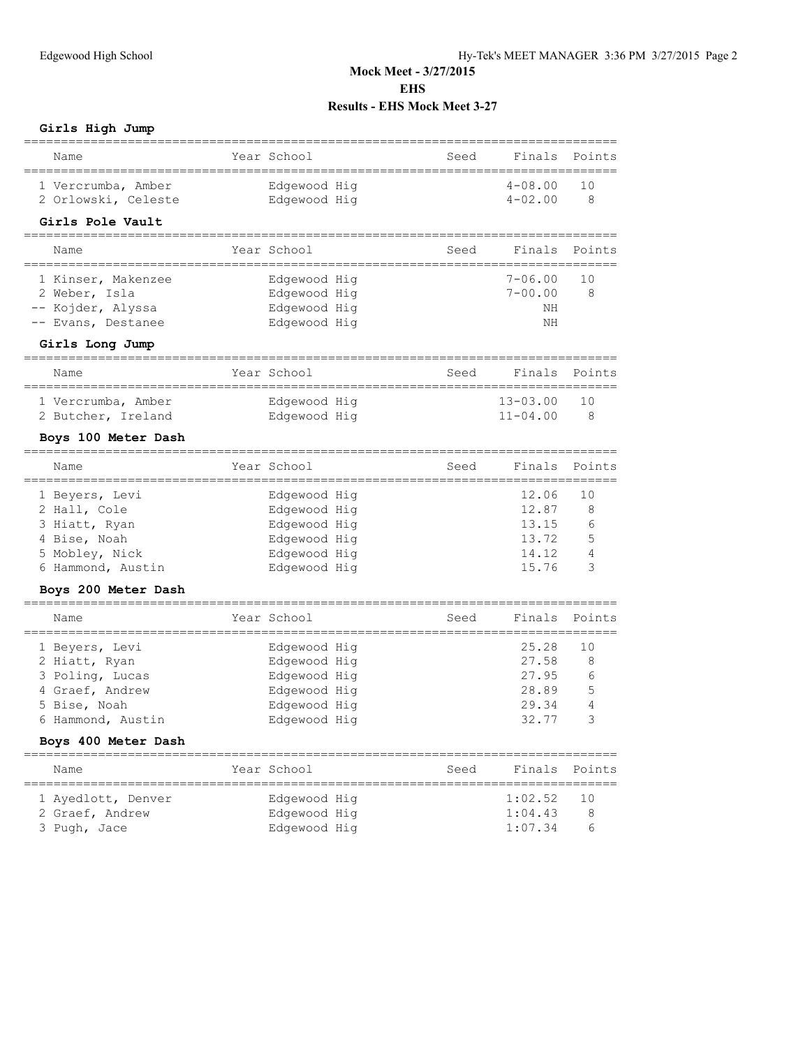## Mock Meet - 3/27/2015

### EHS

### Results - EHS Mock Meet 3-27

**Girls High Jump**

| | Name | Year | School | Seed | Finals | Points |
|---|---|---|---|---|---|---|
| 1 | Vercrumba, Amber | | Edgewood Hig | | 4-08.00 | 10 |
| 2 | Orlowski, Celeste | | Edgewood Hig | | 4-02.00 | 8 |

**Girls Pole Vault**

| | Name | Year | School | Seed | Finals | Points |
|---|---|---|---|---|---|---|
| 1 | Kinser, Makenzee | | Edgewood Hig | | 7-06.00 | 10 |
| 2 | Weber, Isla | | Edgewood Hig | | 7-00.00 | 8 |
| -- | Kojder, Alyssa | | Edgewood Hig | | NH | |
| -- | Evans, Destanee | | Edgewood Hig | | NH | |

**Girls Long Jump**

| | Name | Year | School | Seed | Finals | Points |
|---|---|---|---|---|---|---|
| 1 | Vercrumba, Amber | | Edgewood Hig | | 13-03.00 | 10 |
| 2 | Butcher, Ireland | | Edgewood Hig | | 11-04.00 | 8 |

**Boys 100 Meter Dash**

| | Name | Year | School | Seed | Finals | Points |
|---|---|---|---|---|---|---|
| 1 | Beyers, Levi | | Edgewood Hig | | 12.06 | 10 |
| 2 | Hall, Cole | | Edgewood Hig | | 12.87 | 8 |
| 3 | Hiatt, Ryan | | Edgewood Hig | | 13.15 | 6 |
| 4 | Bise, Noah | | Edgewood Hig | | 13.72 | 5 |
| 5 | Mobley, Nick | | Edgewood Hig | | 14.12 | 4 |
| 6 | Hammond, Austin | | Edgewood Hig | | 15.76 | 3 |

**Boys 200 Meter Dash**

| | Name | Year | School | Seed | Finals | Points |
|---|---|---|---|---|---|---|
| 1 | Beyers, Levi | | Edgewood Hig | | 25.28 | 10 |
| 2 | Hiatt, Ryan | | Edgewood Hig | | 27.58 | 8 |
| 3 | Poling, Lucas | | Edgewood Hig | | 27.95 | 6 |
| 4 | Graef, Andrew | | Edgewood Hig | | 28.89 | 5 |
| 5 | Bise, Noah | | Edgewood Hig | | 29.34 | 4 |
| 6 | Hammond, Austin | | Edgewood Hig | | 32.77 | 3 |

**Boys 400 Meter Dash**

| | Name | Year | School | Seed | Finals | Points |
|---|---|---|---|---|---|---|
| 1 | Ayedlott, Denver | | Edgewood Hig | | 1:02.52 | 10 |
| 2 | Graef, Andrew | | Edgewood Hig | | 1:04.43 | 8 |
| 3 | Pugh, Jace | | Edgewood Hig | | 1:07.34 | 6 |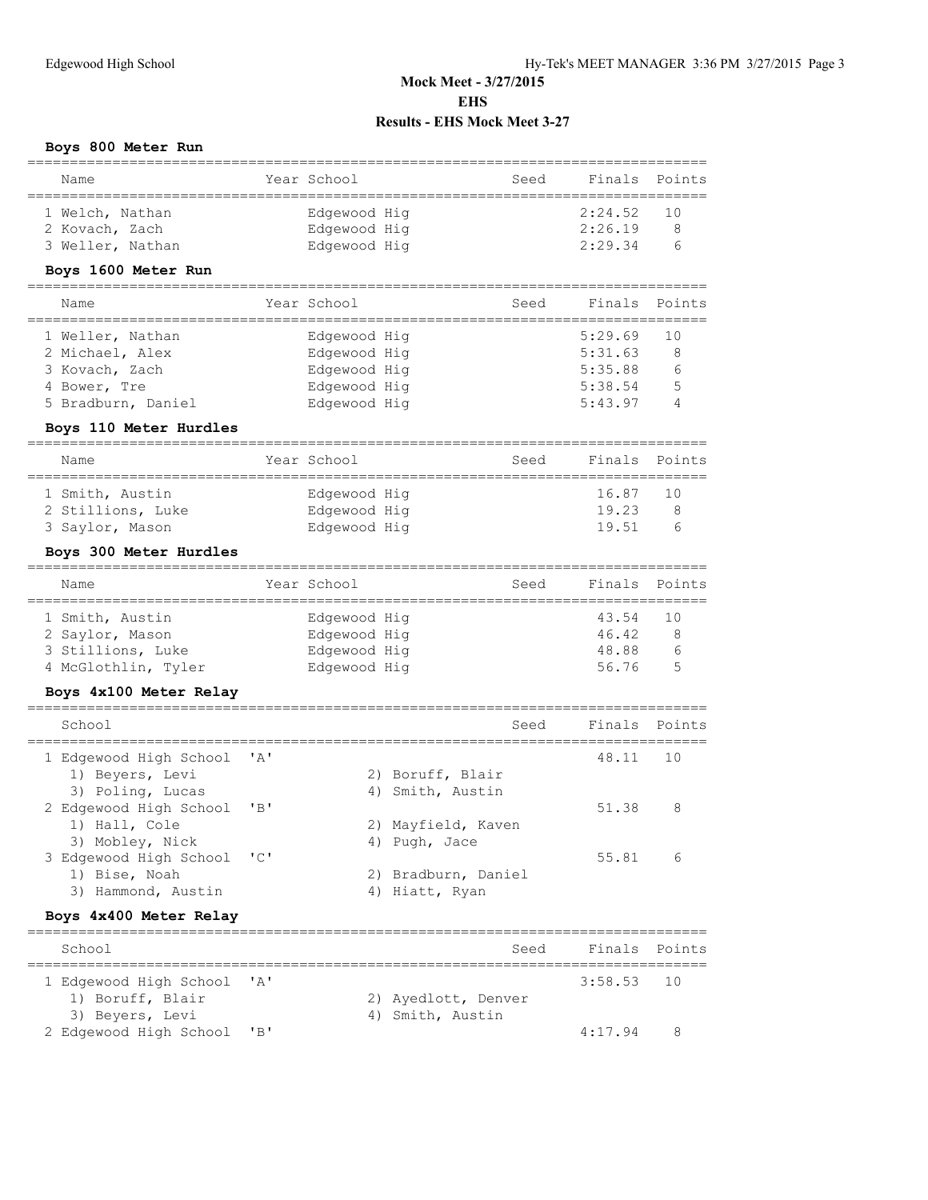# Mock Meet - 3/27/2015
## EHS
## Results - EHS Mock Meet 3-27

### Boys 800 Meter Run

| Name | Year | School | Seed | Finals | Points |
|---|---|---|---|---|---|
| 1 Welch, Nathan | | Edgewood Hig | | 2:24.52 | 10 |
| 2 Kovach, Zach | | Edgewood Hig | | 2:26.19 | 8 |
| 3 Weller, Nathan | | Edgewood Hig | | 2:29.34 | 6 |

### Boys 1600 Meter Run

| Name | Year | School | Seed | Finals | Points |
|---|---|---|---|---|---|
| 1 Weller, Nathan | | Edgewood Hig | | 5:29.69 | 10 |
| 2 Michael, Alex | | Edgewood Hig | | 5:31.63 | 8 |
| 3 Kovach, Zach | | Edgewood Hig | | 5:35.88 | 6 |
| 4 Bower, Tre | | Edgewood Hig | | 5:38.54 | 5 |
| 5 Bradburn, Daniel | | Edgewood Hig | | 5:43.97 | 4 |

### Boys 110 Meter Hurdles

| Name | Year | School | Seed | Finals | Points |
|---|---|---|---|---|---|
| 1 Smith, Austin | | Edgewood Hig | | 16.87 | 10 |
| 2 Stillions, Luke | | Edgewood Hig | | 19.23 | 8 |
| 3 Saylor, Mason | | Edgewood Hig | | 19.51 | 6 |

### Boys 300 Meter Hurdles

| Name | Year | School | Seed | Finals | Points |
|---|---|---|---|---|---|
| 1 Smith, Austin | | Edgewood Hig | | 43.54 | 10 |
| 2 Saylor, Mason | | Edgewood Hig | | 46.42 | 8 |
| 3 Stillions, Luke | | Edgewood Hig | | 48.88 | 6 |
| 4 McGlothlin, Tyler | | Edgewood Hig | | 56.76 | 5 |

### Boys 4x100 Meter Relay

| School | Seed | Finals | Points |
|---|---|---|---|
| 1 Edgewood High School 'A' | | 48.11 | 10 |
| 1) Beyers, Levi; 2) Boruff, Blair; 3) Poling, Lucas; 4) Smith, Austin | | | |
| 2 Edgewood High School 'B' | | 51.38 | 8 |
| 1) Hall, Cole; 2) Mayfield, Kaven; 3) Mobley, Nick; 4) Pugh, Jace | | | |
| 3 Edgewood High School 'C' | | 55.81 | 6 |
| 1) Bise, Noah; 2) Bradburn, Daniel; 3) Hammond, Austin; 4) Hiatt, Ryan | | | |

### Boys 4x400 Meter Relay

| School | Seed | Finals | Points |
|---|---|---|---|
| 1 Edgewood High School 'A' | | 3:58.53 | 10 |
| 1) Boruff, Blair; 2) Ayedlott, Denver; 3) Beyers, Levi; 4) Smith, Austin | | | |
| 2 Edgewood High School 'B' | | 4:17.94 | 8 |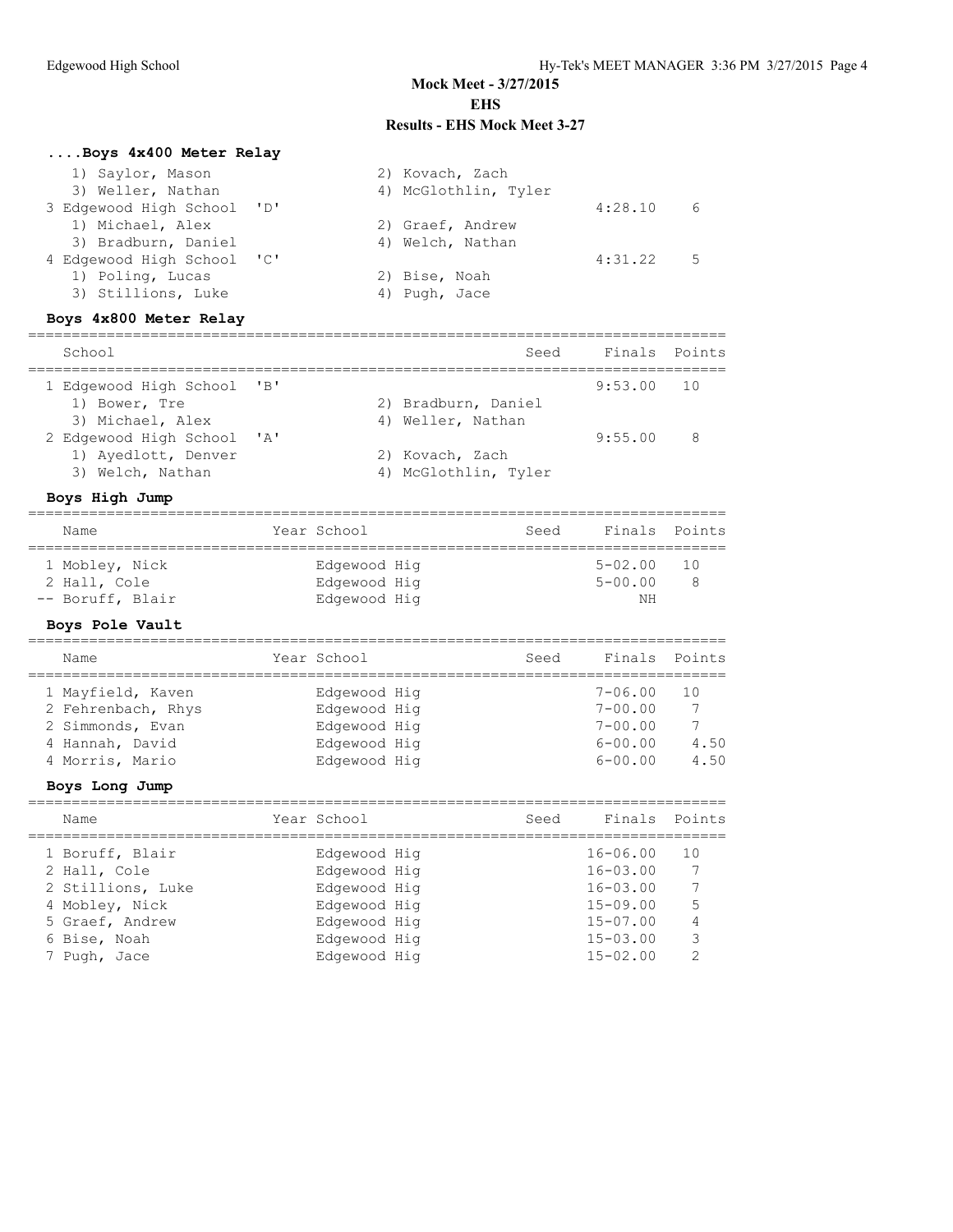# Mock Meet - 3/27/2015

## EHS

## Results - EHS Mock Meet 3-27

### ....Boys 4x400 Meter Relay

| | | | |
|---|---|---|---|
| 1) Saylor, Mason | 2) Kovach, Zach | | |
| 3) Weller, Nathan | 4) McGlothlin, Tyler | | |
| 3 Edgewood High School 'D' | | 4:28.10 | 6 |
| 1) Michael, Alex | 2) Graef, Andrew | | |
| 3) Bradburn, Daniel | 4) Welch, Nathan | | |
| 4 Edgewood High School 'C' | | 4:31.22 | 5 |
| 1) Poling, Lucas | 2) Bise, Noah | | |
| 3) Stillions, Luke | 4) Pugh, Jace | | |

### Boys 4x800 Meter Relay

| School | | Seed | Finals | Points |
|---|---|---|---|---|
| 1 Edgewood High School 'B' | | | 9:53.00 | 10 |
| 1) Bower, Tre | 2) Bradburn, Daniel | | | |
| 3) Michael, Alex | 4) Weller, Nathan | | | |
| 2 Edgewood High School 'A' | | | 9:55.00 | 8 |
| 1) Ayedlott, Denver | 2) Kovach, Zach | | | |
| 3) Welch, Nathan | 4) McGlothlin, Tyler | | | |

### Boys High Jump

| Name | Year | School | Seed | Finals | Points |
|---|---|---|---|---|---|
| 1 Mobley, Nick | | Edgewood Hig | | 5-02.00 | 10 |
| 2 Hall, Cole | | Edgewood Hig | | 5-00.00 | 8 |
| -- Boruff, Blair | | Edgewood Hig | | NH | |

### Boys Pole Vault

| Name | Year | School | Seed | Finals | Points |
|---|---|---|---|---|---|
| 1 Mayfield, Kaven | | Edgewood Hig | | 7-06.00 | 10 |
| 2 Fehrenbach, Rhys | | Edgewood Hig | | 7-00.00 | 7 |
| 2 Simmonds, Evan | | Edgewood Hig | | 7-00.00 | 7 |
| 4 Hannah, David | | Edgewood Hig | | 6-00.00 | 4.50 |
| 4 Morris, Mario | | Edgewood Hig | | 6-00.00 | 4.50 |

### Boys Long Jump

| Name | Year | School | Seed | Finals | Points |
|---|---|---|---|---|---|
| 1 Boruff, Blair | | Edgewood Hig | | 16-06.00 | 10 |
| 2 Hall, Cole | | Edgewood Hig | | 16-03.00 | 7 |
| 2 Stillions, Luke | | Edgewood Hig | | 16-03.00 | 7 |
| 4 Mobley, Nick | | Edgewood Hig | | 15-09.00 | 5 |
| 5 Graef, Andrew | | Edgewood Hig | | 15-07.00 | 4 |
| 6 Bise, Noah | | Edgewood Hig | | 15-03.00 | 3 |
| 7 Pugh, Jace | | Edgewood Hig | | 15-02.00 | 2 |